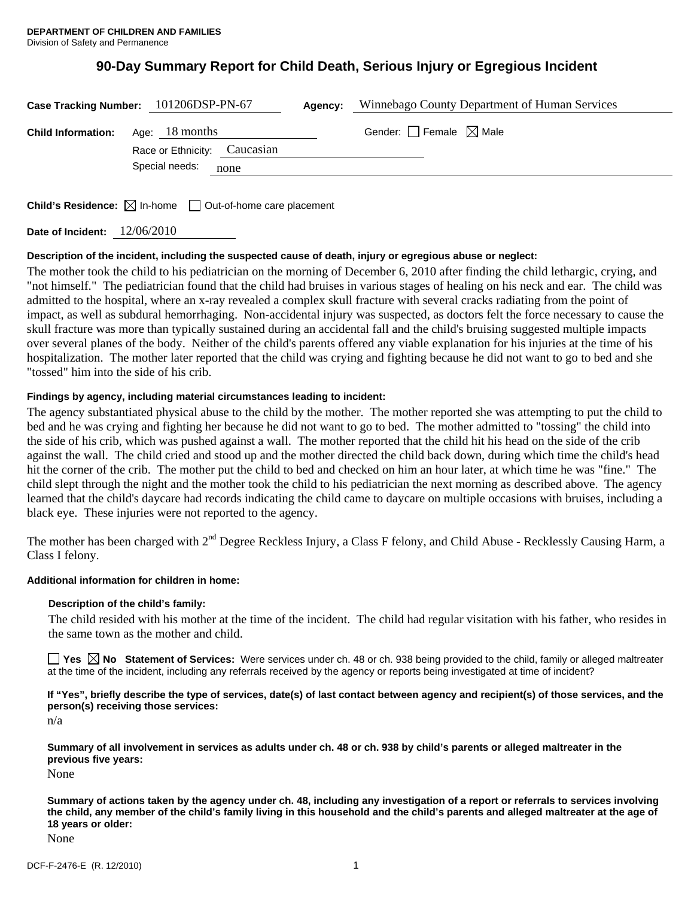**DEPARTMENT OF CHILDREN AND FAMILIES**
Division of Safety and Permanence

# 90-Day Summary Report for Child Death, Serious Injury or Egregious Incident

**Case Tracking Number:** 101206DSP-PN-67 **Agency:** Winnebago County Department of Human Services

**Child Information:** Age: 18 months Gender: ☐ Female ☒ Male

Race or Ethnicity: Caucasian

Special needs: none

**Child's Residence:** ☒ In-home ☐ Out-of-home care placement

**Date of Incident:** 12/06/2010

**Description of the incident, including the suspected cause of death, injury or egregious abuse or neglect:**

The mother took the child to his pediatrician on the morning of December 6, 2010 after finding the child lethargic, crying, and "not himself." The pediatrician found that the child had bruises in various stages of healing on his neck and ear. The child was admitted to the hospital, where an x-ray revealed a complex skull fracture with several cracks radiating from the point of impact, as well as subdural hemorrhaging. Non-accidental injury was suspected, as doctors felt the force necessary to cause the skull fracture was more than typically sustained during an accidental fall and the child's bruising suggested multiple impacts over several planes of the body. Neither of the child's parents offered any viable explanation for his injuries at the time of his hospitalization. The mother later reported that the child was crying and fighting because he did not want to go to bed and she "tossed" him into the side of his crib.

**Findings by agency, including material circumstances leading to incident:**

The agency substantiated physical abuse to the child by the mother. The mother reported she was attempting to put the child to bed and he was crying and fighting her because he did not want to go to bed. The mother admitted to "tossing" the child into the side of his crib, which was pushed against a wall. The mother reported that the child hit his head on the side of the crib against the wall. The child cried and stood up and the mother directed the child back down, during which time the child's head hit the corner of the crib. The mother put the child to bed and checked on him an hour later, at which time he was "fine." The child slept through the night and the mother took the child to his pediatrician the next morning as described above. The agency learned that the child's daycare had records indicating the child came to daycare on multiple occasions with bruises, including a black eye. These injuries were not reported to the agency.

The mother has been charged with 2nd Degree Reckless Injury, a Class F felony, and Child Abuse - Recklessly Causing Harm, a Class I felony.

**Additional information for children in home:**

**Description of the child's family:**

The child resided with his mother at the time of the incident. The child had regular visitation with his father, who resides in the same town as the mother and child.

☐ **Yes** ☒ **No Statement of Services:** Were services under ch. 48 or ch. 938 being provided to the child, family or alleged maltreater at the time of the incident, including any referrals received by the agency or reports being investigated at time of incident?

**If "Yes", briefly describe the type of services, date(s) of last contact between agency and recipient(s) of those services, and the person(s) receiving those services:**

n/a

**Summary of all involvement in services as adults under ch. 48 or ch. 938 by child's parents or alleged maltreater in the previous five years:**

None

**Summary of actions taken by the agency under ch. 48, including any investigation of a report or referrals to services involving the child, any member of the child's family living in this household and the child's parents and alleged maltreater at the age of 18 years or older:**

None

DCF-F-2476-E (R. 12/2010)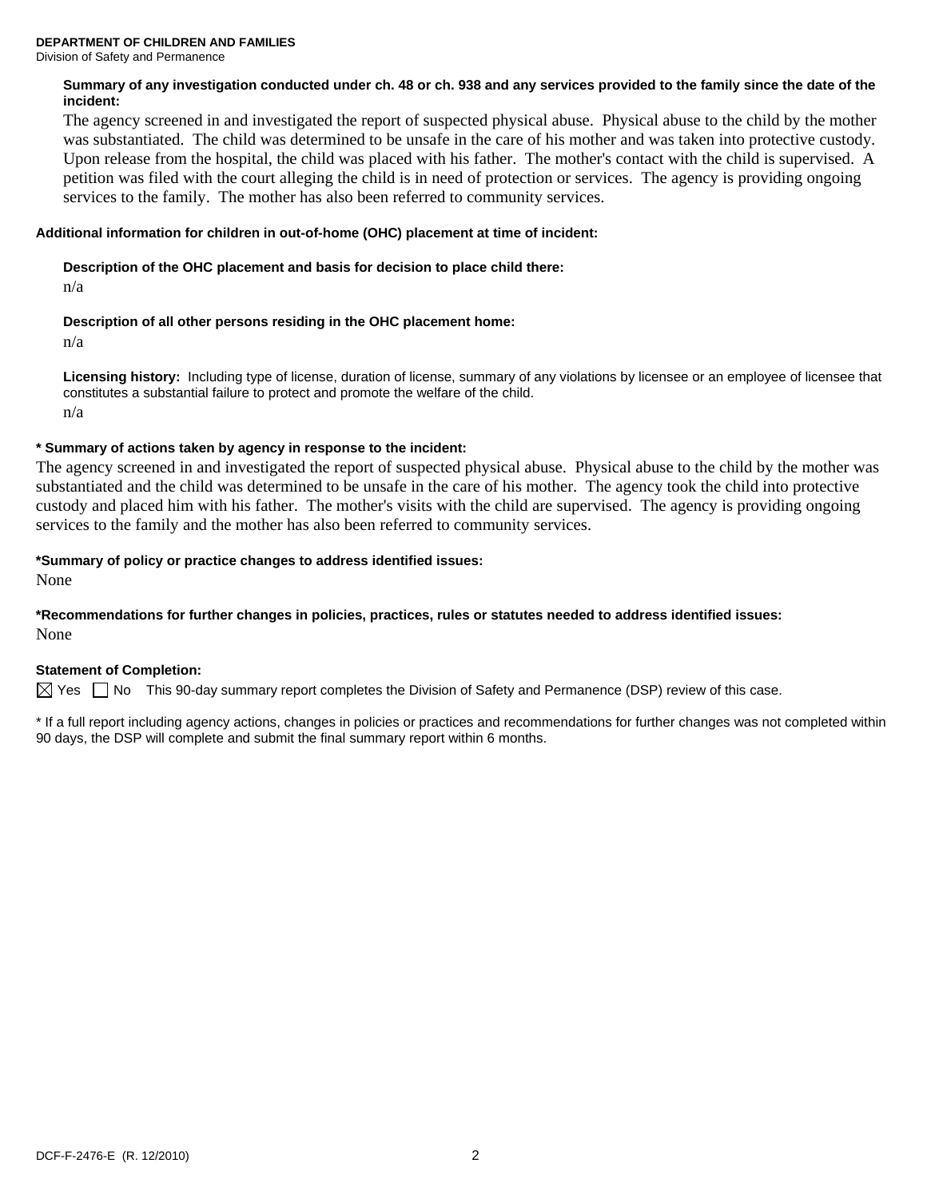**DEPARTMENT OF CHILDREN AND FAMILIES**
Division of Safety and Permanence

**Summary of any investigation conducted under ch. 48 or ch. 938 and any services provided to the family since the date of the incident:**

The agency screened in and investigated the report of suspected physical abuse. Physical abuse to the child by the mother was substantiated. The child was determined to be unsafe in the care of his mother and was taken into protective custody. Upon release from the hospital, the child was placed with his father. The mother's contact with the child is supervised. A petition was filed with the court alleging the child is in need of protection or services. The agency is providing ongoing services to the family. The mother has also been referred to community services.

**Additional information for children in out-of-home (OHC) placement at time of incident:**

**Description of the OHC placement and basis for decision to place child there:**

n/a

**Description of all other persons residing in the OHC placement home:**

n/a

**Licensing history:** Including type of license, duration of license, summary of any violations by licensee or an employee of licensee that constitutes a substantial failure to protect and promote the welfare of the child.

n/a

**\* Summary of actions taken by agency in response to the incident:**

The agency screened in and investigated the report of suspected physical abuse. Physical abuse to the child by the mother was substantiated and the child was determined to be unsafe in the care of his mother. The agency took the child into protective custody and placed him with his father. The mother's visits with the child are supervised. The agency is providing ongoing services to the family and the mother has also been referred to community services.

**\*Summary of policy or practice changes to address identified issues:**

None

**\*Recommendations for further changes in policies, practices, rules or statutes needed to address identified issues:**

None

**Statement of Completion:**

☒ Yes ☐ No This 90-day summary report completes the Division of Safety and Permanence (DSP) review of this case.

\* If a full report including agency actions, changes in policies or practices and recommendations for further changes was not completed within 90 days, the DSP will complete and submit the final summary report within 6 months.

DCF-F-2476-E (R. 12/2010)